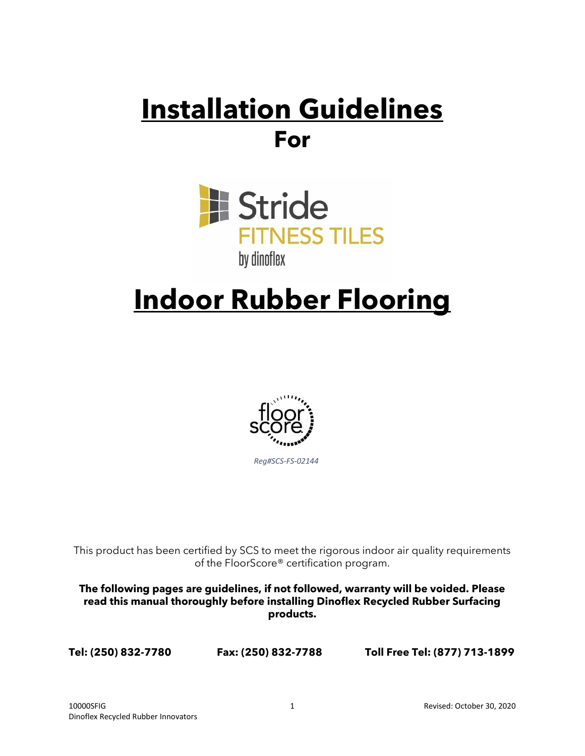# Installation Guidelines

**For**

Stride
FITNESS TILES
by dinoflex

# Indoor Rubber Flooring

floor score

*Reg#SCS-FS-02144*

This product has been certified by SCS to meet the rigorous indoor air quality requirements of the FloorScore® certification program.

**The following pages are guidelines, if not followed, warranty will be voided. Please read this manual thoroughly before installing Dinoflex Recycled Rubber Surfacing products.**

**Tel: (250) 832-7780** **Fax: (250) 832-7788** **Toll Free Tel: (877) 713-1899**

10000SFIG
Dinoflex Recycled Rubber Innovators

Revised: October 30, 2020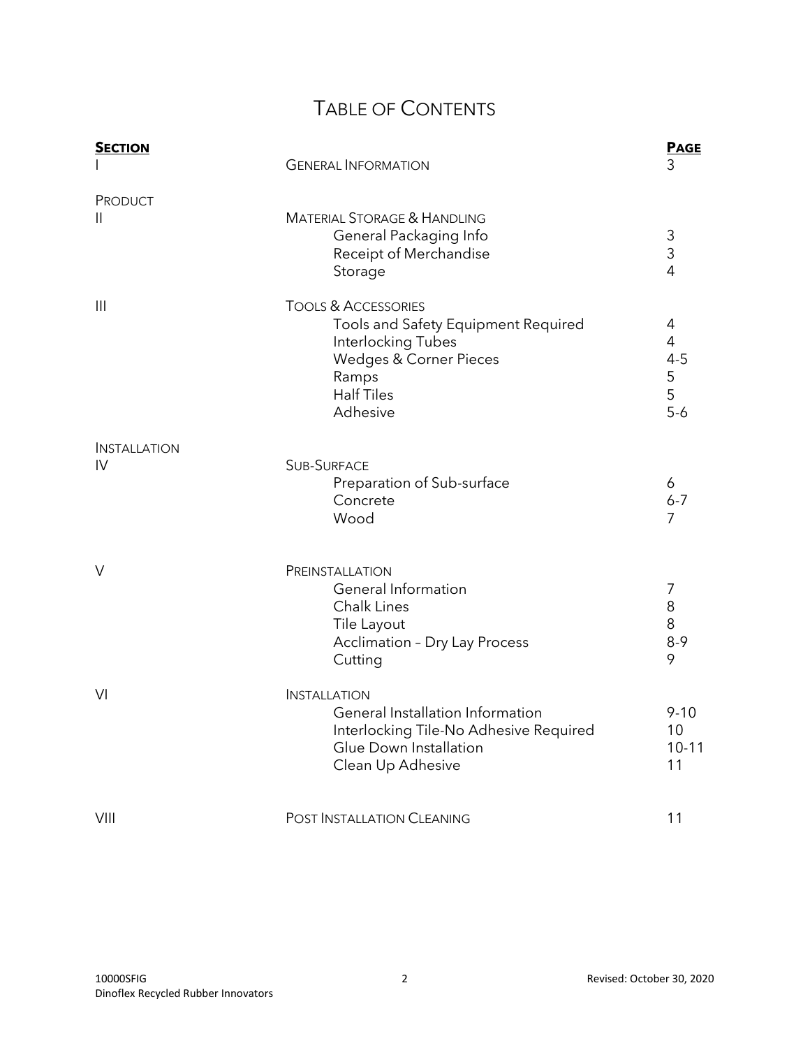# TABLE OF CONTENTS

| **SECTION** | | **PAGE** |
|---|---|---|
| I | GENERAL INFORMATION | 3 |
| PRODUCT | | |
| II | MATERIAL STORAGE & HANDLING | |
| | General Packaging Info | 3 |
| | Receipt of Merchandise | 3 |
| | Storage | 4 |
| III | TOOLS & ACCESSORIES | |
| | Tools and Safety Equipment Required | 4 |
| | Interlocking Tubes | 4 |
| | Wedges & Corner Pieces | 4-5 |
| | Ramps | 5 |
| | Half Tiles | 5 |
| | Adhesive | 5-6 |
| INSTALLATION | | |
| IV | SUB-SURFACE | |
| | Preparation of Sub-surface | 6 |
| | Concrete | 6-7 |
| | Wood | 7 |
| V | PREINSTALLATION | |
| | General Information | 7 |
| | Chalk Lines | 8 |
| | Tile Layout | 8 |
| | Acclimation – Dry Lay Process | 8-9 |
| | Cutting | 9 |
| VI | INSTALLATION | |
| | General Installation Information | 9-10 |
| | Interlocking Tile-No Adhesive Required | 10 |
| | Glue Down Installation | 10-11 |
| | Clean Up Adhesive | 11 |
| VIII | POST INSTALLATION CLEANING | 11 |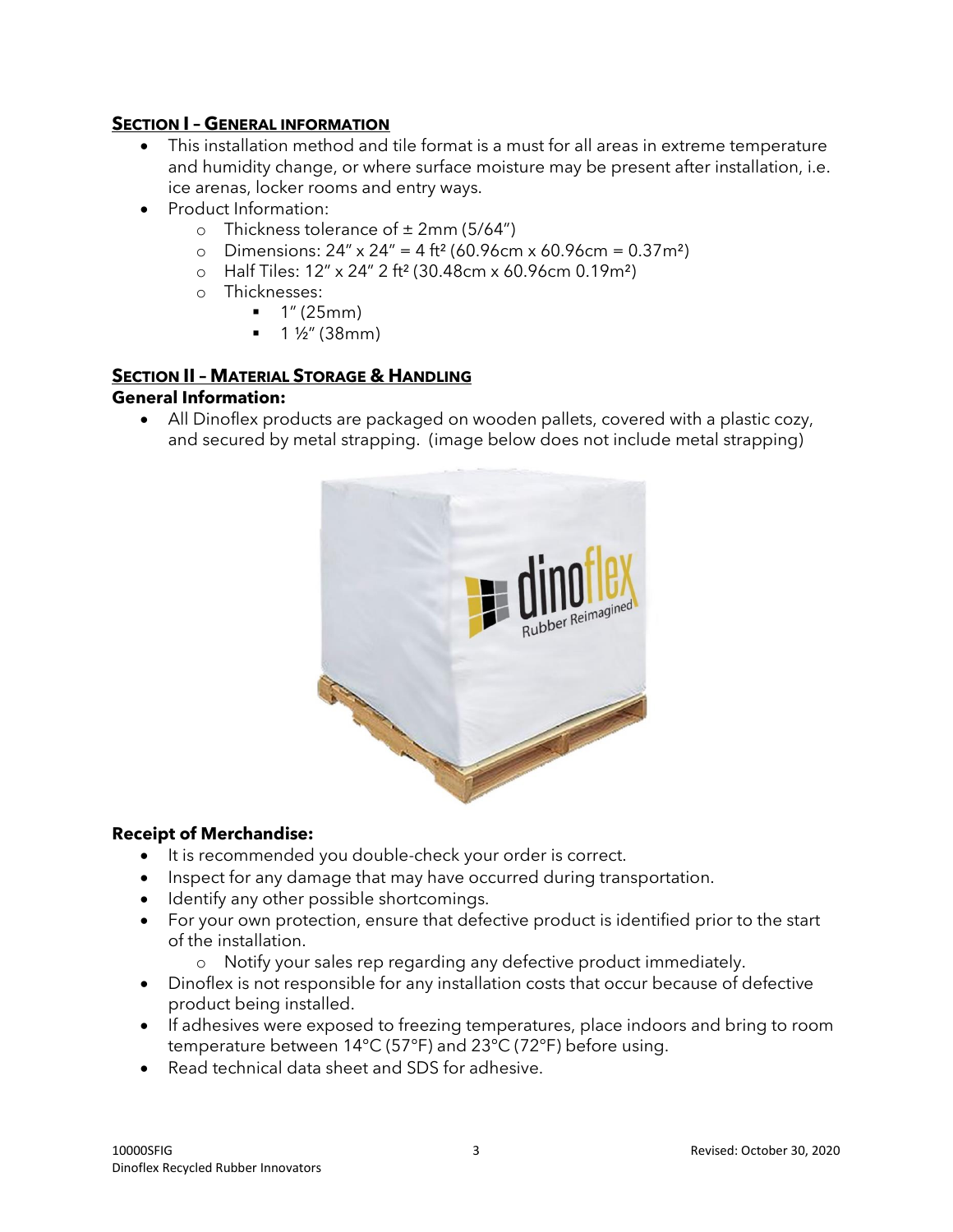## Section I – General information

- This installation method and tile format is a must for all areas in extreme temperature and humidity change, or where surface moisture may be present after installation, i.e. ice arenas, locker rooms and entry ways.
- Product Information:
  - Thickness tolerance of ± 2mm (5/64")
  - Dimensions: 24" x 24" = 4 ft² (60.96cm x 60.96cm = 0.37m²)
  - Half Tiles: 12" x 24" 2 ft² (30.48cm x 60.96cm 0.19m²)
  - Thicknesses:
    - 1" (25mm)
    - 1 ½" (38mm)

## Section II – Material Storage & Handling

**General Information:**

- All Dinoflex products are packaged on wooden pallets, covered with a plastic cozy, and secured by metal strapping. (image below does not include metal strapping)

**Receipt of Merchandise:**

- It is recommended you double-check your order is correct.
- Inspect for any damage that may have occurred during transportation.
- Identify any other possible shortcomings.
- For your own protection, ensure that defective product is identified prior to the start of the installation.
  - Notify your sales rep regarding any defective product immediately.
- Dinoflex is not responsible for any installation costs that occur because of defective product being installed.
- If adhesives were exposed to freezing temperatures, place indoors and bring to room temperature between 14°C (57°F) and 23°C (72°F) before using.
- Read technical data sheet and SDS for adhesive.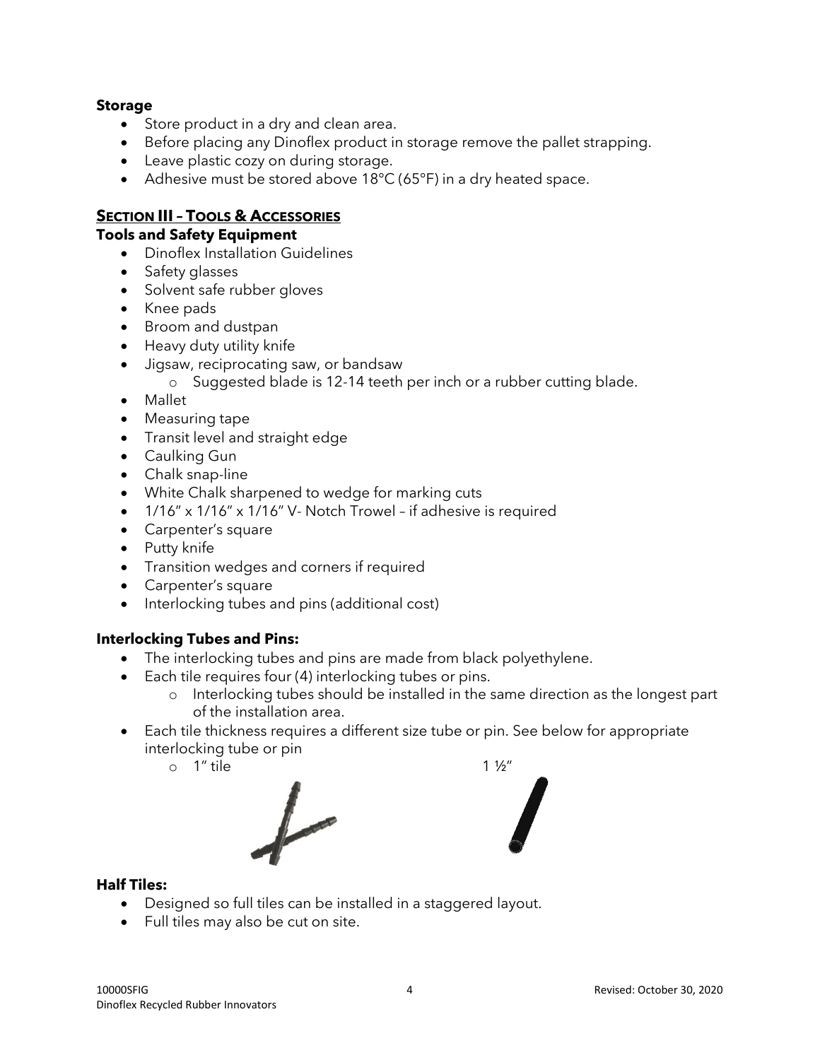### Storage

- Store product in a dry and clean area.
- Before placing any Dinoflex product in storage remove the pallet strapping.
- Leave plastic cozy on during storage.
- Adhesive must be stored above 18°C (65°F) in a dry heated space.

## SECTION III – TOOLS & ACCESSORIES

### Tools and Safety Equipment

- Dinoflex Installation Guidelines
- Safety glasses
- Solvent safe rubber gloves
- Knee pads
- Broom and dustpan
- Heavy duty utility knife
- Jigsaw, reciprocating saw, or bandsaw
  - Suggested blade is 12-14 teeth per inch or a rubber cutting blade.
- Mallet
- Measuring tape
- Transit level and straight edge
- Caulking Gun
- Chalk snap-line
- White Chalk sharpened to wedge for marking cuts
- 1/16" x 1/16" x 1/16" V- Notch Trowel – if adhesive is required
- Carpenter's square
- Putty knife
- Transition wedges and corners if required
- Carpenter's square
- Interlocking tubes and pins (additional cost)

### Interlocking Tubes and Pins:

- The interlocking tubes and pins are made from black polyethylene.
- Each tile requires four (4) interlocking tubes or pins.
  - Interlocking tubes should be installed in the same direction as the longest part of the installation area.
- Each tile thickness requires a different size tube or pin. See below for appropriate interlocking tube or pin
  - 1" tile 1 ½"

### Half Tiles:

- Designed so full tiles can be installed in a staggered layout.
- Full tiles may also be cut on site.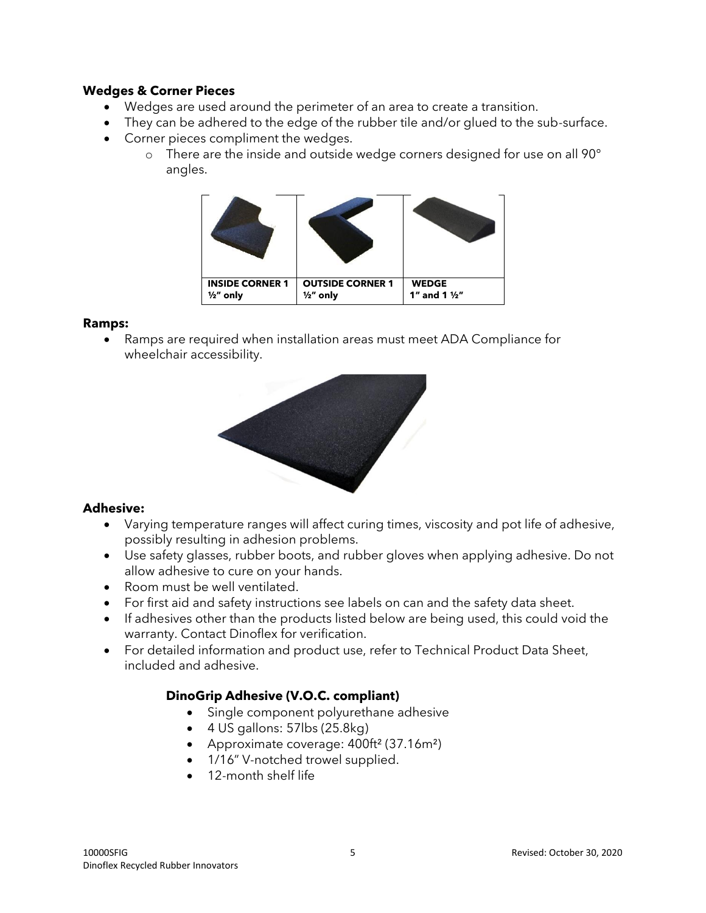**Wedges & Corner Pieces**

- Wedges are used around the perimeter of an area to create a transition.
- They can be adhered to the edge of the rubber tile and/or glued to the sub-surface.
- Corner pieces compliment the wedges.
  - There are the inside and outside wedge corners designed for use on all 90° angles.

| | | |
|---|---|---|
| **INSIDE CORNER 1 ½" only** | **OUTSIDE CORNER 1 ½" only** | **WEDGE 1" and 1 ½"** |

**Ramps:**

- Ramps are required when installation areas must meet ADA Compliance for wheelchair accessibility.

**Adhesive:**

- Varying temperature ranges will affect curing times, viscosity and pot life of adhesive, possibly resulting in adhesion problems.
- Use safety glasses, rubber boots, and rubber gloves when applying adhesive. Do not allow adhesive to cure on your hands.
- Room must be well ventilated.
- For first aid and safety instructions see labels on can and the safety data sheet.
- If adhesives other than the products listed below are being used, this could void the warranty. Contact Dinoflex for verification.
- For detailed information and product use, refer to Technical Product Data Sheet, included and adhesive.

**DinoGrip Adhesive (V.O.C. compliant)**

- Single component polyurethane adhesive
- 4 US gallons: 57lbs (25.8kg)
- Approximate coverage: 400ft² (37.16m²)
- 1/16" V-notched trowel supplied.
- 12-month shelf life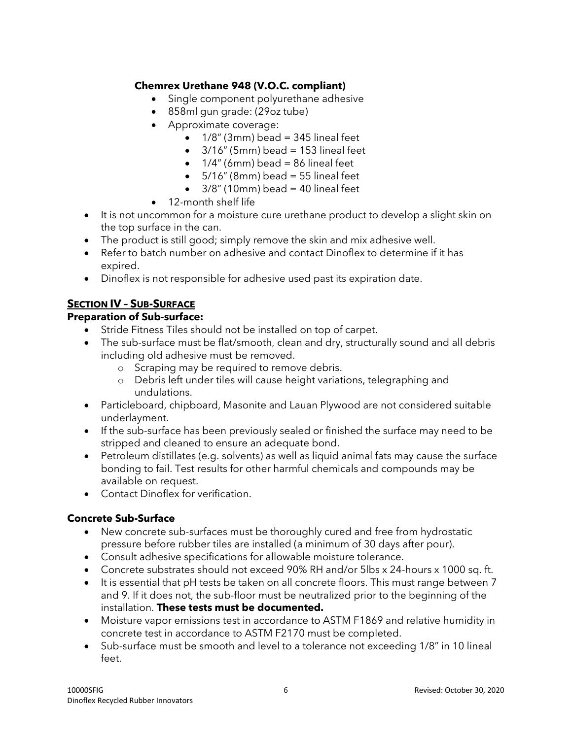**Chemrex Urethane 948 (V.O.C. compliant)**

- Single component polyurethane adhesive
- 858ml gun grade: (29oz tube)
- Approximate coverage:
  - 1/8" (3mm) bead = 345 lineal feet
  - 3/16" (5mm) bead = 153 lineal feet
  - 1/4" (6mm) bead = 86 lineal feet
  - 5/16" (8mm) bead = 55 lineal feet
  - 3/8" (10mm) bead = 40 lineal feet
- 12-month shelf life

- It is not uncommon for a moisture cure urethane product to develop a slight skin on the top surface in the can.
- The product is still good; simply remove the skin and mix adhesive well.
- Refer to batch number on adhesive and contact Dinoflex to determine if it has expired.
- Dinoflex is not responsible for adhesive used past its expiration date.

## SECTION IV – SUB-SURFACE

**Preparation of Sub-surface:**

- Stride Fitness Tiles should not be installed on top of carpet.
- The sub-surface must be flat/smooth, clean and dry, structurally sound and all debris including old adhesive must be removed.
  - Scraping may be required to remove debris.
  - Debris left under tiles will cause height variations, telegraphing and undulations.
- Particleboard, chipboard, Masonite and Lauan Plywood are not considered suitable underlayment.
- If the sub-surface has been previously sealed or finished the surface may need to be stripped and cleaned to ensure an adequate bond.
- Petroleum distillates (e.g. solvents) as well as liquid animal fats may cause the surface bonding to fail. Test results for other harmful chemicals and compounds may be available on request.
- Contact Dinoflex for verification.

**Concrete Sub-Surface**

- New concrete sub-surfaces must be thoroughly cured and free from hydrostatic pressure before rubber tiles are installed (a minimum of 30 days after pour).
- Consult adhesive specifications for allowable moisture tolerance.
- Concrete substrates should not exceed 90% RH and/or 5lbs x 24-hours x 1000 sq. ft.
- It is essential that pH tests be taken on all concrete floors. This must range between 7 and 9. If it does not, the sub-floor must be neutralized prior to the beginning of the installation. **These tests must be documented.**
- Moisture vapor emissions test in accordance to ASTM F1869 and relative humidity in concrete test in accordance to ASTM F2170 must be completed.
- Sub-surface must be smooth and level to a tolerance not exceeding 1/8" in 10 lineal feet.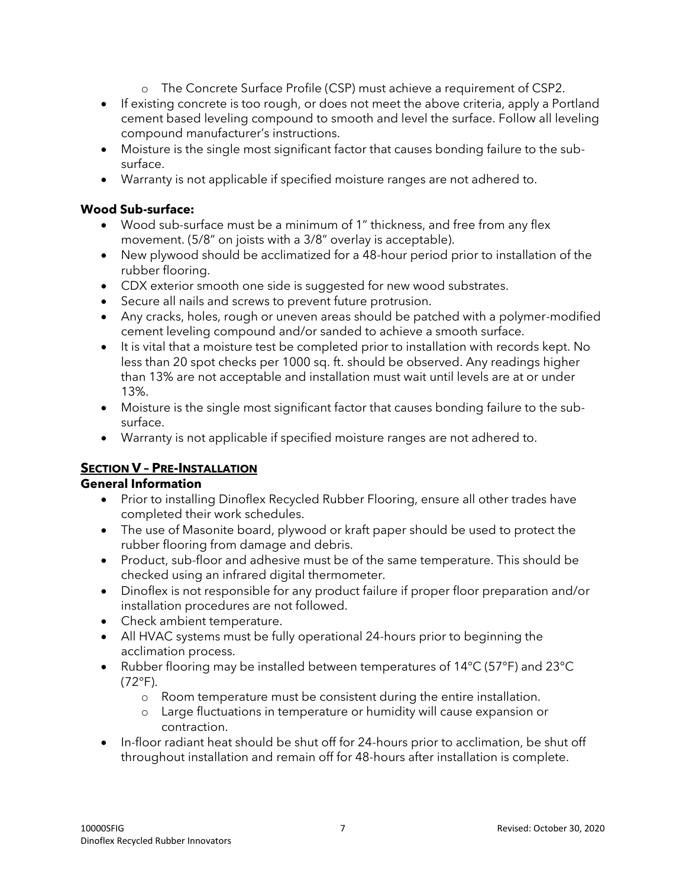- The Concrete Surface Profile (CSP) must achieve a requirement of CSP2.
- If existing concrete is too rough, or does not meet the above criteria, apply a Portland cement based leveling compound to smooth and level the surface. Follow all leveling compound manufacturer's instructions.
- Moisture is the single most significant factor that causes bonding failure to the sub-surface.
- Warranty is not applicable if specified moisture ranges are not adhered to.

**Wood Sub-surface:**

- Wood sub-surface must be a minimum of 1" thickness, and free from any flex movement. (5/8" on joists with a 3/8" overlay is acceptable).
- New plywood should be acclimatized for a 48-hour period prior to installation of the rubber flooring.
- CDX exterior smooth one side is suggested for new wood substrates.
- Secure all nails and screws to prevent future protrusion.
- Any cracks, holes, rough or uneven areas should be patched with a polymer-modified cement leveling compound and/or sanded to achieve a smooth surface.
- It is vital that a moisture test be completed prior to installation with records kept. No less than 20 spot checks per 1000 sq. ft. should be observed. Any readings higher than 13% are not acceptable and installation must wait until levels are at or under 13%.
- Moisture is the single most significant factor that causes bonding failure to the sub-surface.
- Warranty is not applicable if specified moisture ranges are not adhered to.

## SECTION V – PRE-INSTALLATION

**General Information**

- Prior to installing Dinoflex Recycled Rubber Flooring, ensure all other trades have completed their work schedules.
- The use of Masonite board, plywood or kraft paper should be used to protect the rubber flooring from damage and debris.
- Product, sub-floor and adhesive must be of the same temperature. This should be checked using an infrared digital thermometer.
- Dinoflex is not responsible for any product failure if proper floor preparation and/or installation procedures are not followed.
- Check ambient temperature.
- All HVAC systems must be fully operational 24-hours prior to beginning the acclimation process.
- Rubber flooring may be installed between temperatures of 14°C (57°F) and 23°C (72°F).
  - Room temperature must be consistent during the entire installation.
  - Large fluctuations in temperature or humidity will cause expansion or contraction.
- In-floor radiant heat should be shut off for 24-hours prior to acclimation, be shut off throughout installation and remain off for 48-hours after installation is complete.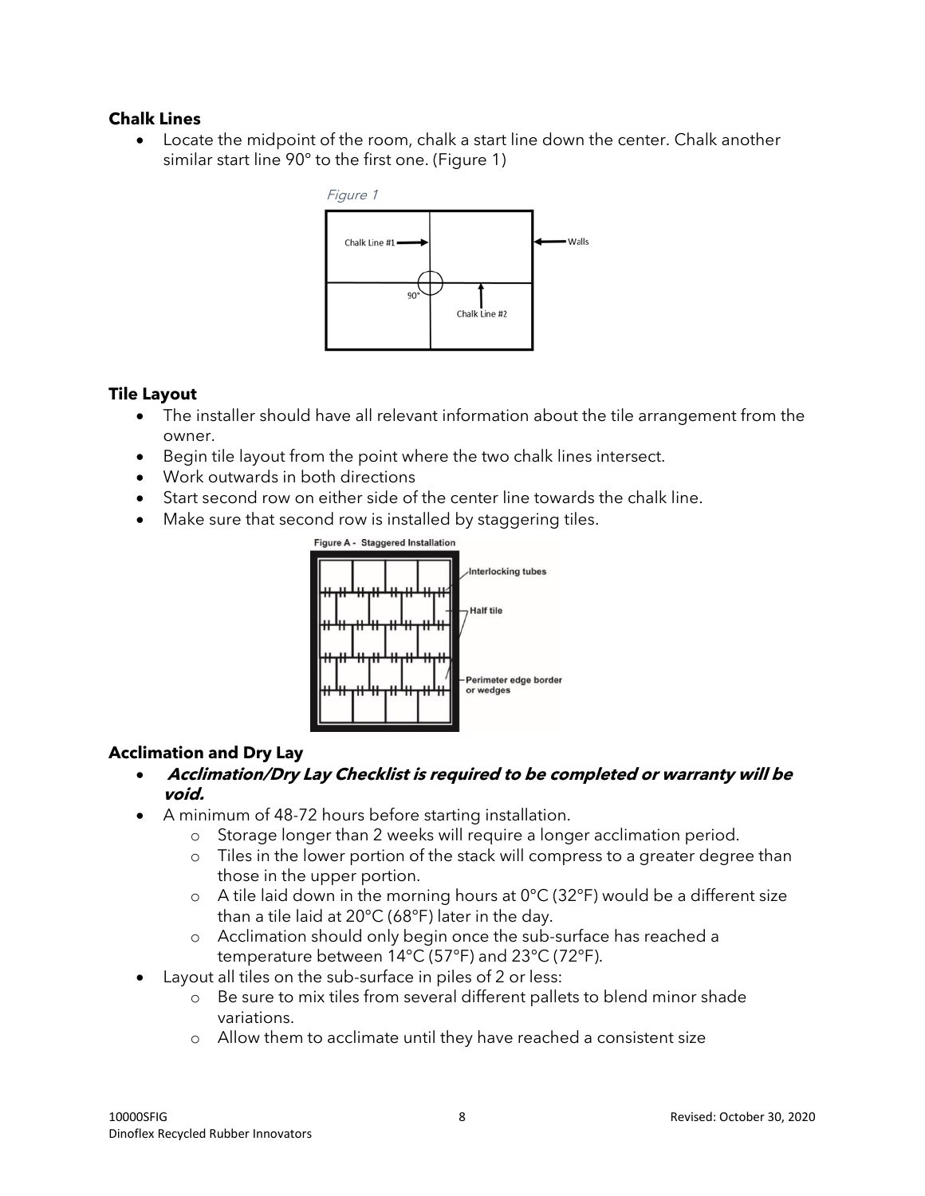### Chalk Lines

- Locate the midpoint of the room, chalk a start line down the center. Chalk another similar start line 90° to the first one. (Figure 1)

*Figure 1*

### Tile Layout

- The installer should have all relevant information about the tile arrangement from the owner.
- Begin tile layout from the point where the two chalk lines intersect.
- Work outwards in both directions
- Start second row on either side of the center line towards the chalk line.
- Make sure that second row is installed by staggering tiles.

**Figure A - Staggered Installation**

### Acclimation and Dry Lay

- ***Acclimation/Dry Lay Checklist is required to be completed or warranty will be void.***
- A minimum of 48-72 hours before starting installation.
  - Storage longer than 2 weeks will require a longer acclimation period.
  - Tiles in the lower portion of the stack will compress to a greater degree than those in the upper portion.
  - A tile laid down in the morning hours at 0°C (32°F) would be a different size than a tile laid at 20°C (68°F) later in the day.
  - Acclimation should only begin once the sub-surface has reached a temperature between 14°C (57°F) and 23°C (72°F).
- Layout all tiles on the sub-surface in piles of 2 or less:
  - Be sure to mix tiles from several different pallets to blend minor shade variations.
  - Allow them to acclimate until they have reached a consistent size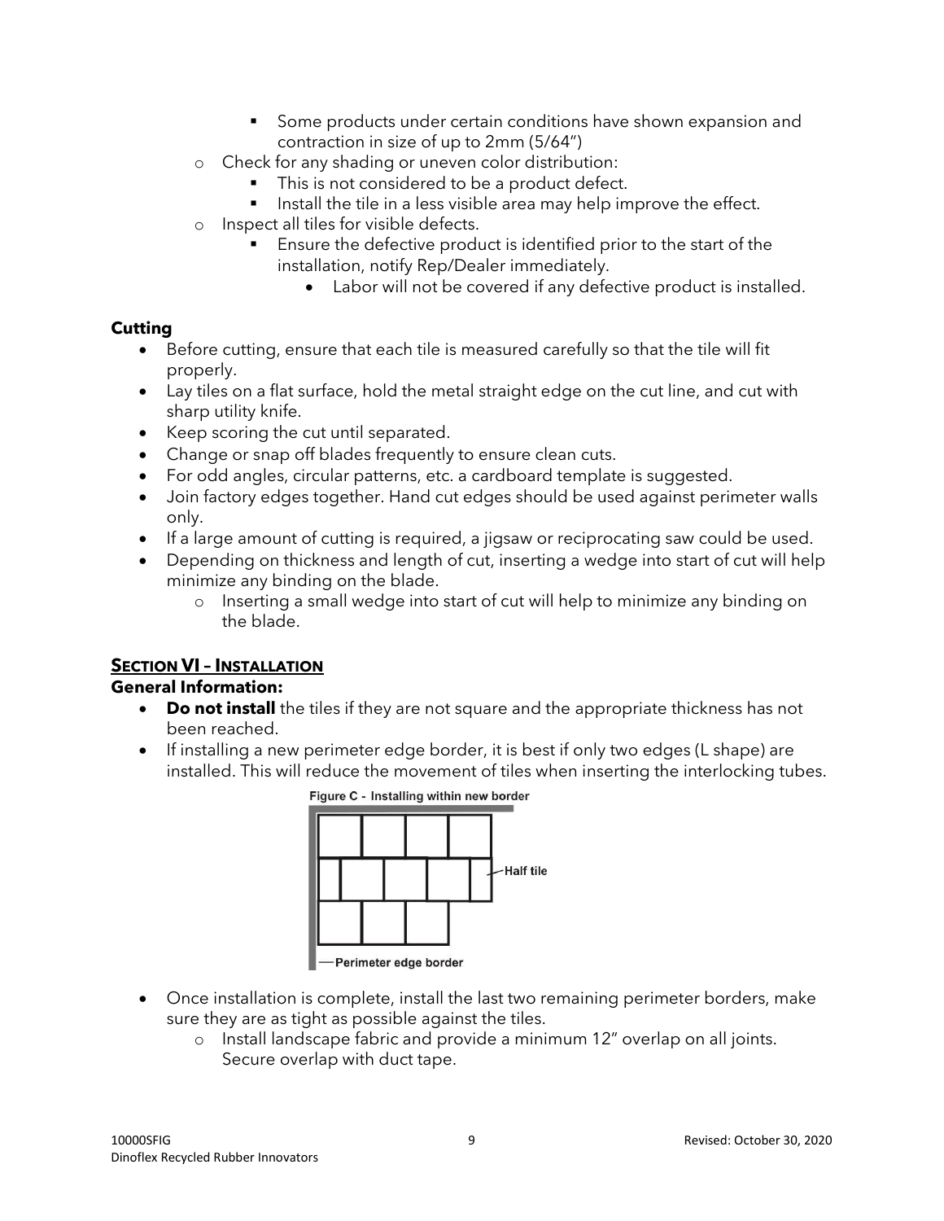- Some products under certain conditions have shown expansion and contraction in size of up to 2mm (5/64")
- Check for any shading or uneven color distribution:
  - This is not considered to be a product defect.
  - Install the tile in a less visible area may help improve the effect.
- Inspect all tiles for visible defects.
  - Ensure the defective product is identified prior to the start of the installation, notify Rep/Dealer immediately.
    - Labor will not be covered if any defective product is installed.

**Cutting**

- Before cutting, ensure that each tile is measured carefully so that the tile will fit properly.
- Lay tiles on a flat surface, hold the metal straight edge on the cut line, and cut with sharp utility knife.
- Keep scoring the cut until separated.
- Change or snap off blades frequently to ensure clean cuts.
- For odd angles, circular patterns, etc. a cardboard template is suggested.
- Join factory edges together. Hand cut edges should be used against perimeter walls only.
- If a large amount of cutting is required, a jigsaw or reciprocating saw could be used.
- Depending on thickness and length of cut, inserting a wedge into start of cut will help minimize any binding on the blade.
  - Inserting a small wedge into start of cut will help to minimize any binding on the blade.

## SECTION VI – INSTALLATION

**General Information:**

- **Do not install** the tiles if they are not square and the appropriate thickness has not been reached.
- If installing a new perimeter edge border, it is best if only two edges (L shape) are installed. This will reduce the movement of tiles when inserting the interlocking tubes.

Figure C - Installing within new border

Half tile

Perimeter edge border

- Once installation is complete, install the last two remaining perimeter borders, make sure they are as tight as possible against the tiles.
  - Install landscape fabric and provide a minimum 12" overlap on all joints. Secure overlap with duct tape.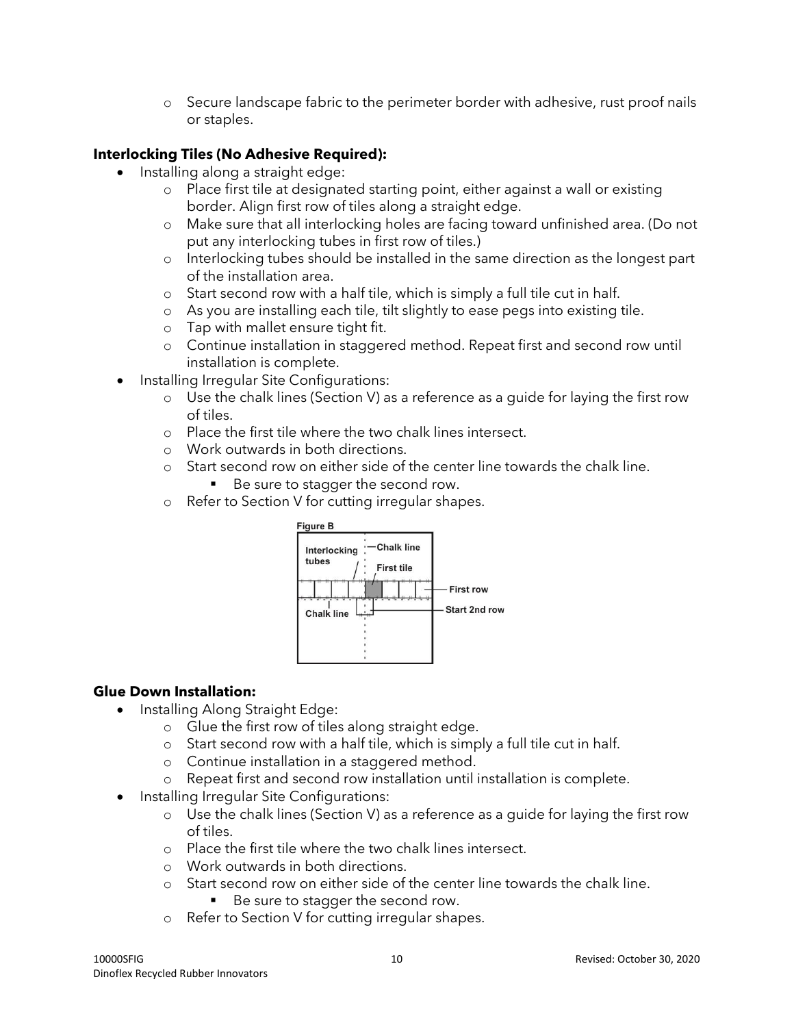- Secure landscape fabric to the perimeter border with adhesive, rust proof nails or staples.

**Interlocking Tiles (No Adhesive Required):**

- Installing along a straight edge:
  - Place first tile at designated starting point, either against a wall or existing border. Align first row of tiles along a straight edge.
  - Make sure that all interlocking holes are facing toward unfinished area. (Do not put any interlocking tubes in first row of tiles.)
  - Interlocking tubes should be installed in the same direction as the longest part of the installation area.
  - Start second row with a half tile, which is simply a full tile cut in half.
  - As you are installing each tile, tilt slightly to ease pegs into existing tile.
  - Tap with mallet ensure tight fit.
  - Continue installation in staggered method. Repeat first and second row until installation is complete.
- Installing Irregular Site Configurations:
  - Use the chalk lines (Section V) as a reference as a guide for laying the first row of tiles.
  - Place the first tile where the two chalk lines intersect.
  - Work outwards in both directions.
  - Start second row on either side of the center line towards the chalk line.
    - Be sure to stagger the second row.
  - Refer to Section V for cutting irregular shapes.

Figure B

**Glue Down Installation:**

- Installing Along Straight Edge:
  - Glue the first row of tiles along straight edge.
  - Start second row with a half tile, which is simply a full tile cut in half.
  - Continue installation in a staggered method.
  - Repeat first and second row installation until installation is complete.
- Installing Irregular Site Configurations:
  - Use the chalk lines (Section V) as a reference as a guide for laying the first row of tiles.
  - Place the first tile where the two chalk lines intersect.
  - Work outwards in both directions.
  - Start second row on either side of the center line towards the chalk line.
    - Be sure to stagger the second row.
  - Refer to Section V for cutting irregular shapes.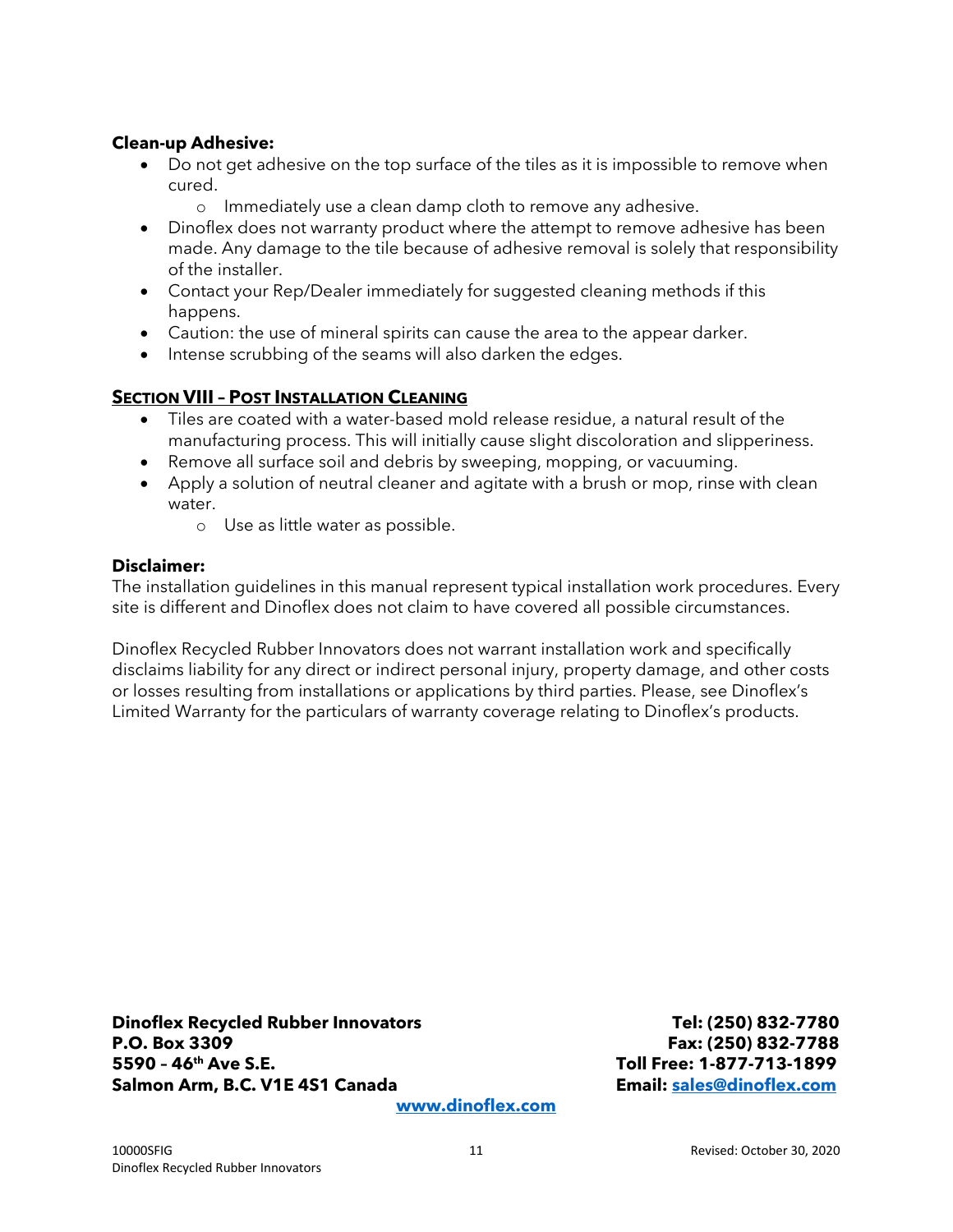**Clean-up Adhesive:**

- Do not get adhesive on the top surface of the tiles as it is impossible to remove when cured.
  - Immediately use a clean damp cloth to remove any adhesive.
- Dinoflex does not warranty product where the attempt to remove adhesive has been made. Any damage to the tile because of adhesive removal is solely that responsibility of the installer.
- Contact your Rep/Dealer immediately for suggested cleaning methods if this happens.
- Caution: the use of mineral spirits can cause the area to the appear darker.
- Intense scrubbing of the seams will also darken the edges.

## SECTION VIII – POST INSTALLATION CLEANING

- Tiles are coated with a water-based mold release residue, a natural result of the manufacturing process. This will initially cause slight discoloration and slipperiness.
- Remove all surface soil and debris by sweeping, mopping, or vacuuming.
- Apply a solution of neutral cleaner and agitate with a brush or mop, rinse with clean water.
  - Use as little water as possible.

**Disclaimer:**

The installation guidelines in this manual represent typical installation work procedures. Every site is different and Dinoflex does not claim to have covered all possible circumstances.

Dinoflex Recycled Rubber Innovators does not warrant installation work and specifically disclaims liability for any direct or indirect personal injury, property damage, and other costs or losses resulting from installations or applications by third parties. Please, see Dinoflex's Limited Warranty for the particulars of warranty coverage relating to Dinoflex's products.

**Dinoflex Recycled Rubber Innovators**
**P.O. Box 3309**
**5590 – 46th Ave S.E.**
**Salmon Arm, B.C. V1E 4S1 Canada**

**Tel: (250) 832-7780**
**Fax: (250) 832-7788**
**Toll Free: 1-877-713-1899**
**Email: sales@dinoflex.com**

**www.dinoflex.com**